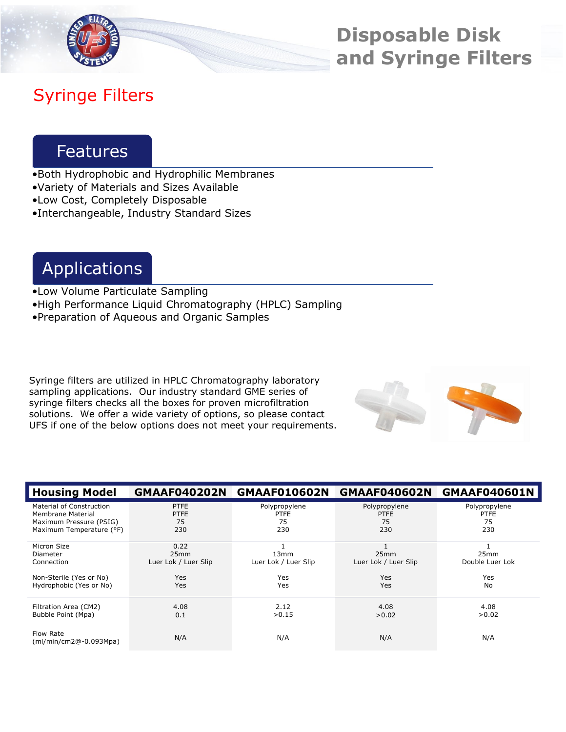# Disposable Disk and Syringe Filters

## Syringe Filters

### Features

- Both Hydrophobic and Hydrophilic Membranes
- Variety of Materials and Sizes Available
- Low Cost, Completely Disposable
- Interchangeable, Industry Standard Sizes

### Applications

- Low Volume Particulate Sampling
- High Performance Liquid Chromatography (HPLC) Sampling
- Preparation of Aqueous and Organic Samples

Syringe filters are utilized in HPLC Chromatography laboratory sampling applications. Our industry standard GME series of syringe filters checks all the boxes for proven microfiltration solutions. We offer a wide variety of options, so please contact UFS if one of the below options does not meet your requirements.

| Housing Model | GMAAF040202N | GMAAF010602N | GMAAF040602N | GMAAF040601N |
|---|---|---|---|---|
| Material of Construction | PTFE | Polypropylene | Polypropylene | Polypropylene |
| Membrane Material | PTFE | PTFE | PTFE | PTFE |
| Maximum Pressure (PSIG) | 75 | 75 | 75 | 75 |
| Maximum Temperature (°F) | 230 | 230 | 230 | 230 |
| Micron Size | 0.22 | 1 | 1 | 1 |
| Diameter | 25mm | 13mm | 25mm | 25mm |
| Connection | Luer Lok / Luer Slip | Luer Lok / Luer Slip | Luer Lok / Luer Slip | Double Luer Lok |
| Non-Sterile (Yes or No) | Yes | Yes | Yes | Yes |
| Hydrophobic (Yes or No) | Yes | Yes | Yes | No |
| Filtration Area (CM2) | 4.08 | 2.12 | 4.08 | 4.08 |
| Bubble Point (Mpa) | 0.1 | >0.15 | >0.02 | >0.02 |
| Flow Rate (ml/min/cm2@-0.093Mpa) | N/A | N/A | N/A | N/A |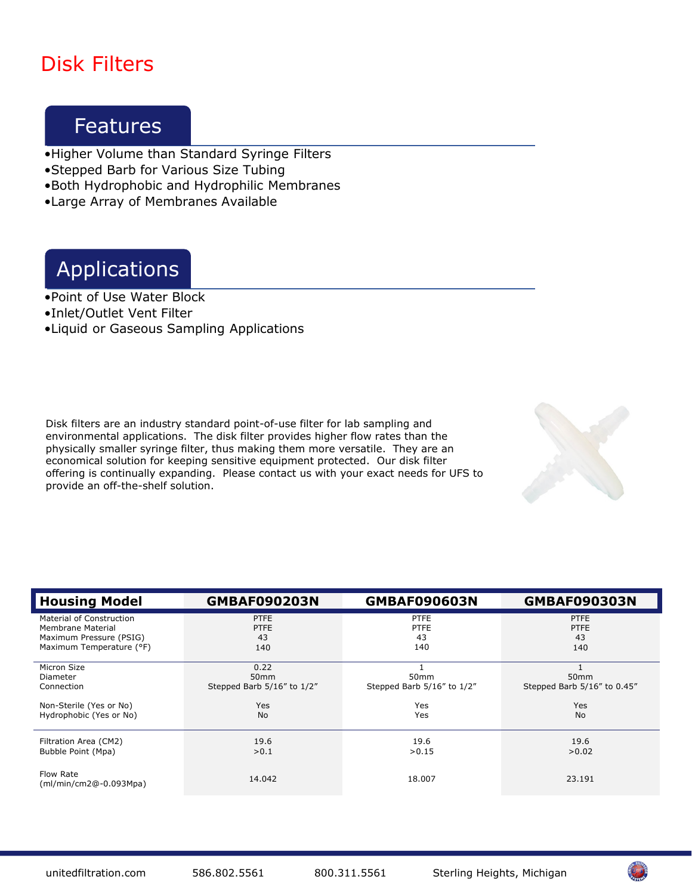# Disk Filters

## Features

- •Higher Volume than Standard Syringe Filters
- •Stepped Barb for Various Size Tubing
- •Both Hydrophobic and Hydrophilic Membranes
- •Large Array of Membranes Available

## Applications

- •Point of Use Water Block
- •Inlet/Outlet Vent Filter
- •Liquid or Gaseous Sampling Applications

Disk filters are an industry standard point-of-use filter for lab sampling and environmental applications. The disk filter provides higher flow rates than the physically smaller syringe filter, thus making them more versatile. They are an economical solution for keeping sensitive equipment protected. Our disk filter offering is continually expanding. Please contact us with your exact needs for UFS to provide an off-the-shelf solution.

| Housing Model | GMBAF090203N | GMBAF090603N | GMBAF090303N |
|---|---|---|---|
| Material of Construction | PTFE | PTFE | PTFE |
| Membrane Material | PTFE | PTFE | PTFE |
| Maximum Pressure (PSIG) | 43 | 43 | 43 |
| Maximum Temperature (°F) | 140 | 140 | 140 |
| Micron Size | 0.22 | 1 | 1 |
| Diameter | 50mm | 50mm | 50mm |
| Connection | Stepped Barb 5/16" to 1/2" | Stepped Barb 5/16" to 1/2" | Stepped Barb 5/16" to 0.45" |
| Non-Sterile (Yes or No) | Yes | Yes | Yes |
| Hydrophobic (Yes or No) | No | Yes | No |
| Filtration Area (CM2) | 19.6 | 19.6 | 19.6 |
| Bubble Point (Mpa) | >0.1 | >0.15 | >0.02 |
| Flow Rate (ml/min/cm2@-0.093Mpa) | 14.042 | 18.007 | 23.191 |

unitedfiltration.com 586.802.5561 800.311.5561 Sterling Heights, Michigan